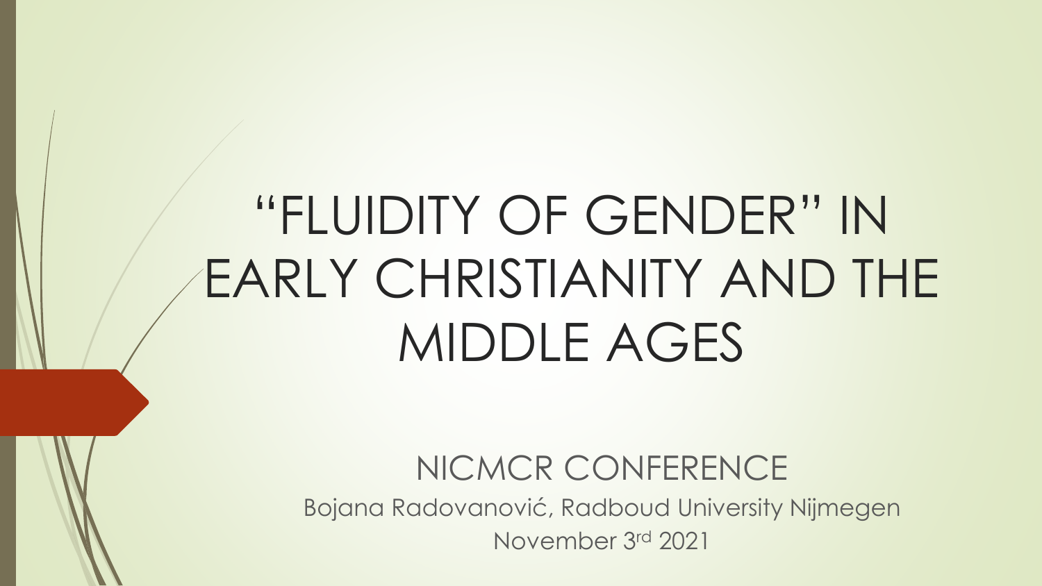# "FLUIDITY OF GENDER" IN EARLY CHRISTIANITY AND THE MIDDLE AGES

NICMCR CONFERENCE

Bojana Radovanović, Radboud University Nijmegen

November 3rd 2021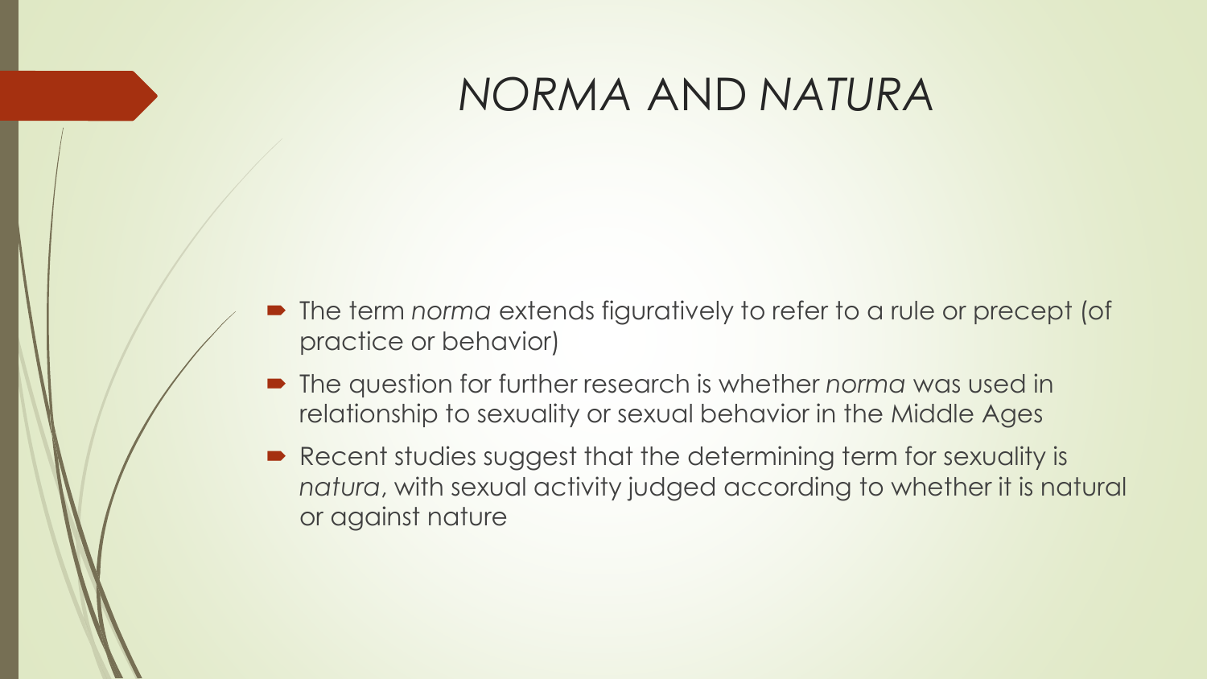# *NORMA* AND *NATURA*

- The term *norma* extends figuratively to refer to a rule or precept (of practice or behavior)
- The question for further research is whether *norma* was used in relationship to sexuality or sexual behavior in the Middle Ages
- Recent studies suggest that the determining term for sexuality is *natura*, with sexual activity judged according to whether it is natural or against nature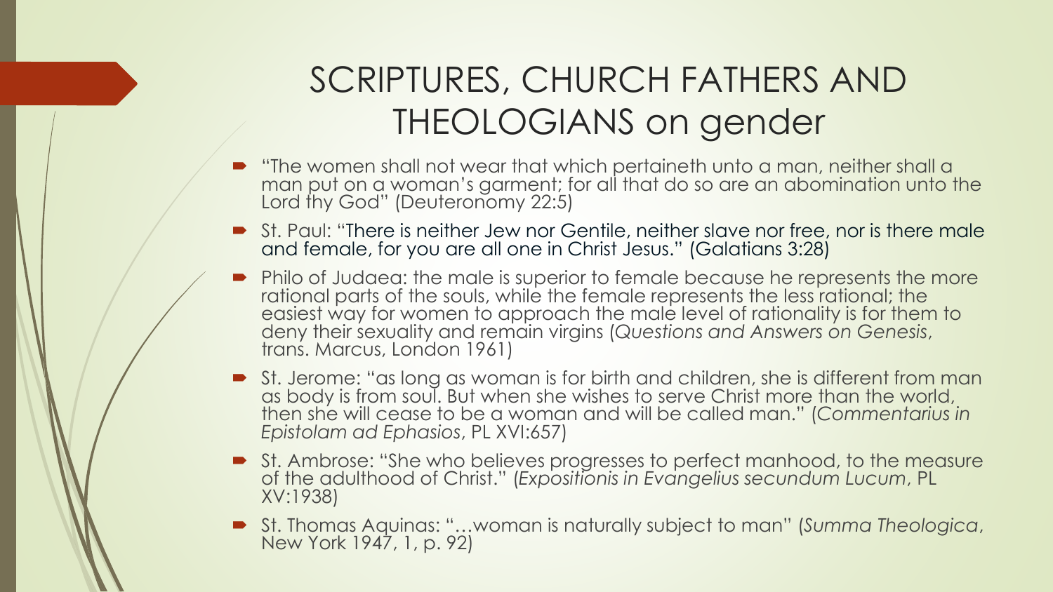# SCRIPTURES, CHURCH FATHERS AND THEOLOGIANS on gender

- "The women shall not wear that which pertaineth unto a man, neither shall a man put on a woman's garment; for all that do so are an abomination unto the Lord thy God" (Deuteronomy 22:5)
- St. Paul: "There is neither Jew nor Gentile, neither slave nor free, nor is there male and female, for you are all one in Christ Jesus." (Galatians 3:28)
- Philo of Judaea: the male is superior to female because he represents the more rational parts of the souls, while the female represents the less rational; the easiest way for women to approach the male level of rationality is for them to deny their sexuality and remain virgins (*Questions and Answers on Genesis*, trans. Marcus, London 1961)
- St. Jerome: "as long as woman is for birth and children, she is different from man as body is from soul. But when she wishes to serve Christ more than the world, then she will cease to be a woman and will be called man." (*Commentarius in Epistolam ad Ephasios*, PL XVI:657)
- St. Ambrose: "She who believes progresses to perfect manhood, to the measure of the adulthood of Christ." (*Expositionis in Evangelius secundum Lucum*, PL XV:1938)
- St. Thomas Aquinas: "…woman is naturally subject to man" (*Summa Theologica*, New York 1947, 1, p. 92)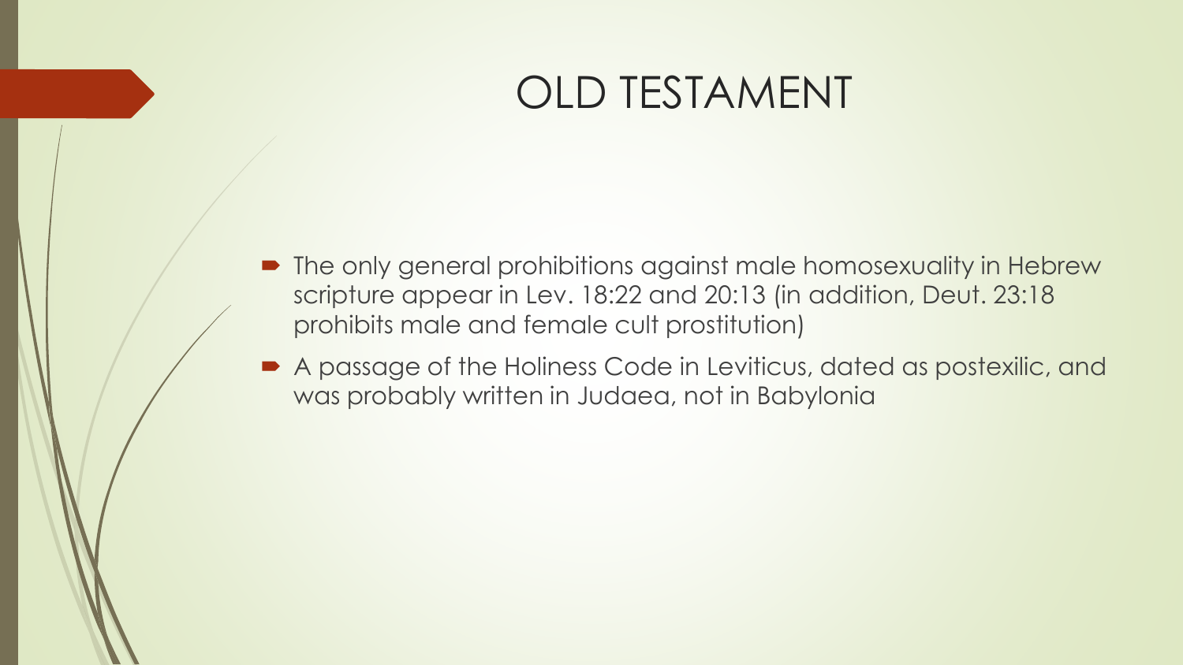# OLD TESTAMENT

- The only general prohibitions against male homosexuality in Hebrew scripture appear in Lev. 18:22 and 20:13 (in addition, Deut. 23:18 prohibits male and female cult prostitution)
- A passage of the Holiness Code in Leviticus, dated as postexilic, and was probably written in Judaea, not in Babylonia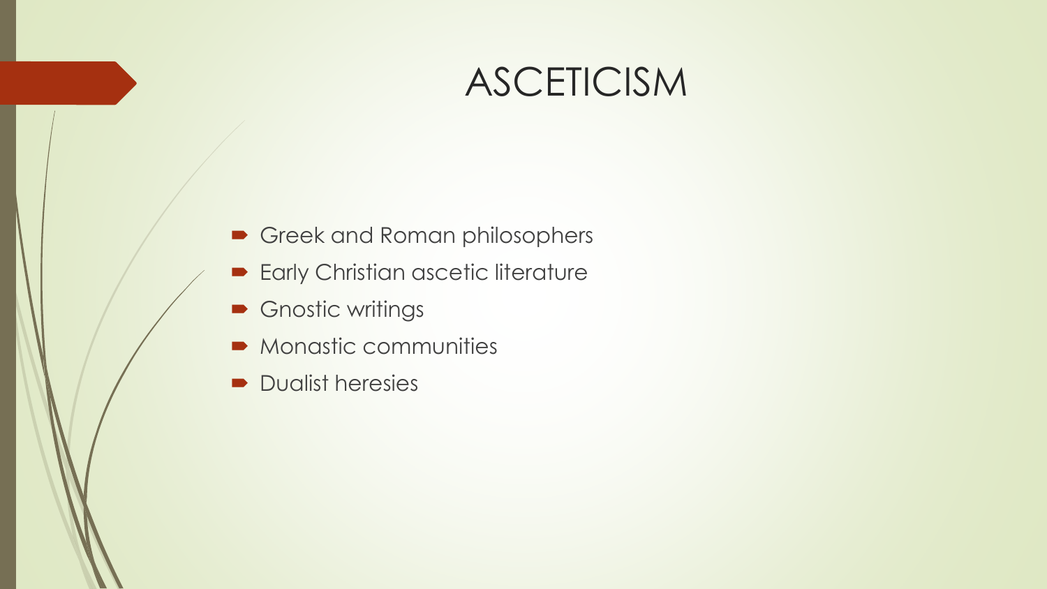# ASCETICISM

- Greek and Roman philosophers
- Early Christian ascetic literature
- Gnostic writings
- Monastic communities
- Dualist heresies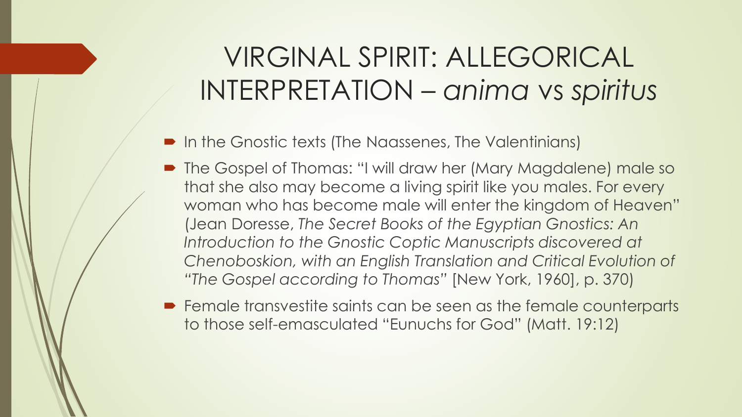# VIRGINAL SPIRIT: ALLEGORICAL INTERPRETATION – *anima* vs *spiritus*

- In the Gnostic texts (The Naassenes, The Valentinians)
- The Gospel of Thomas: "I will draw her (Mary Magdalene) male so that she also may become a living spirit like you males. For every woman who has become male will enter the kingdom of Heaven" (Jean Doresse, *The Secret Books of the Egyptian Gnostics: An Introduction to the Gnostic Coptic Manuscripts discovered at Chenoboskion, with an English Translation and Critical Evolution of "The Gospel according to Thomas"* [New York, 1960], p. 370)
- Female transvestite saints can be seen as the female counterparts to those self-emasculated "Eunuchs for God" (Matt. 19:12)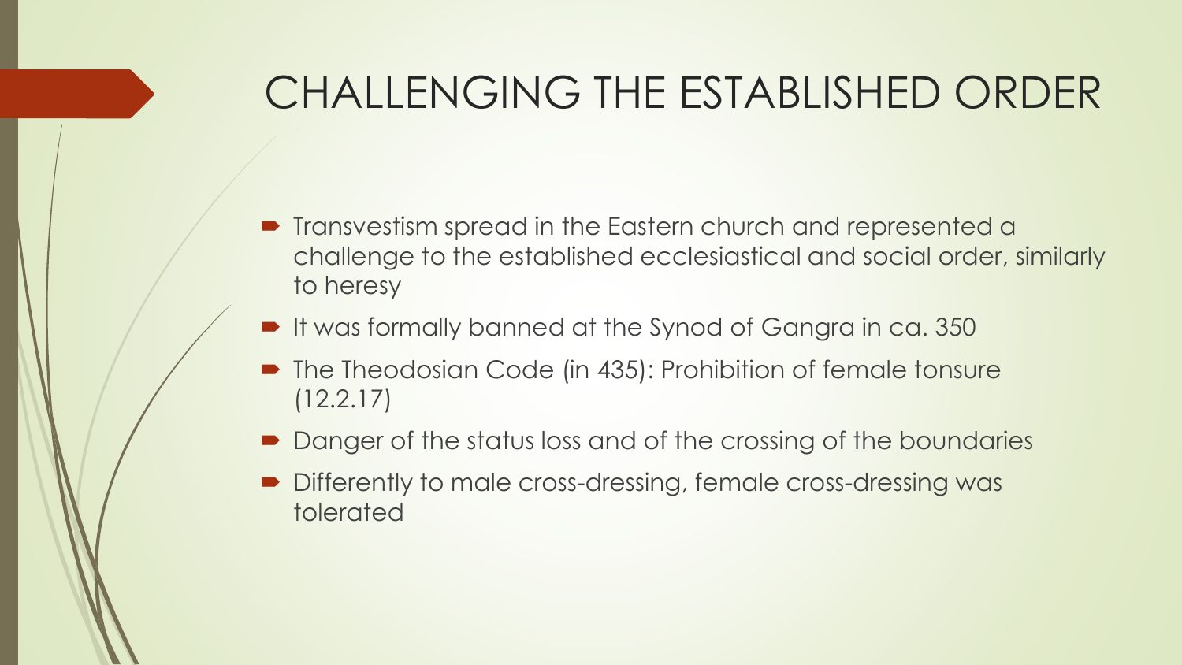# CHALLENGING THE ESTABLISHED ORDER

- Transvestism spread in the Eastern church and represented a challenge to the established ecclesiastical and social order, similarly to heresy
- It was formally banned at the Synod of Gangra in ca. 350
- The Theodosian Code (in 435): Prohibition of female tonsure (12.2.17)
- Danger of the status loss and of the crossing of the boundaries
- Differently to male cross-dressing, female cross-dressing was tolerated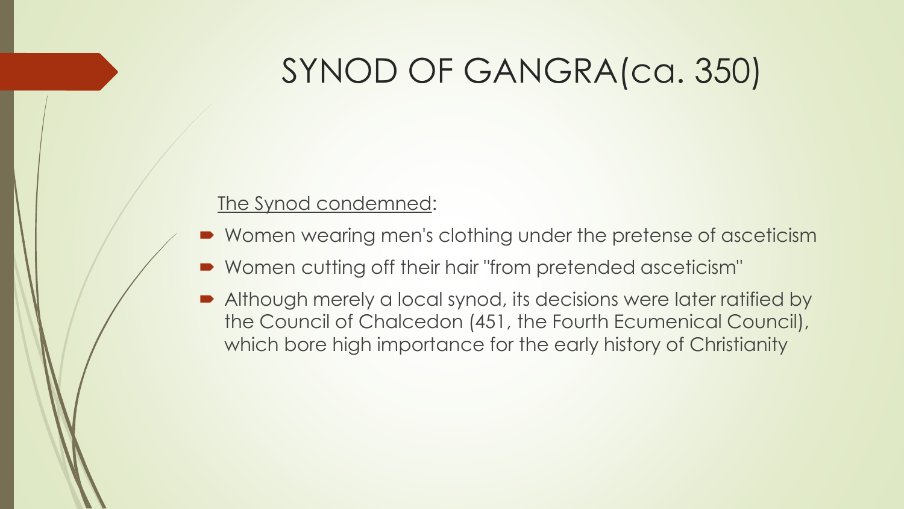# SYNOD OF GANGRA(ca. 350)

The Synod condemned:

- Women wearing men's clothing under the pretense of asceticism
- Women cutting off their hair "from pretended asceticism"
- Although merely a local synod, its decisions were later ratified by the Council of Chalcedon (451, the Fourth Ecumenical Council), which bore high importance for the early history of Christianity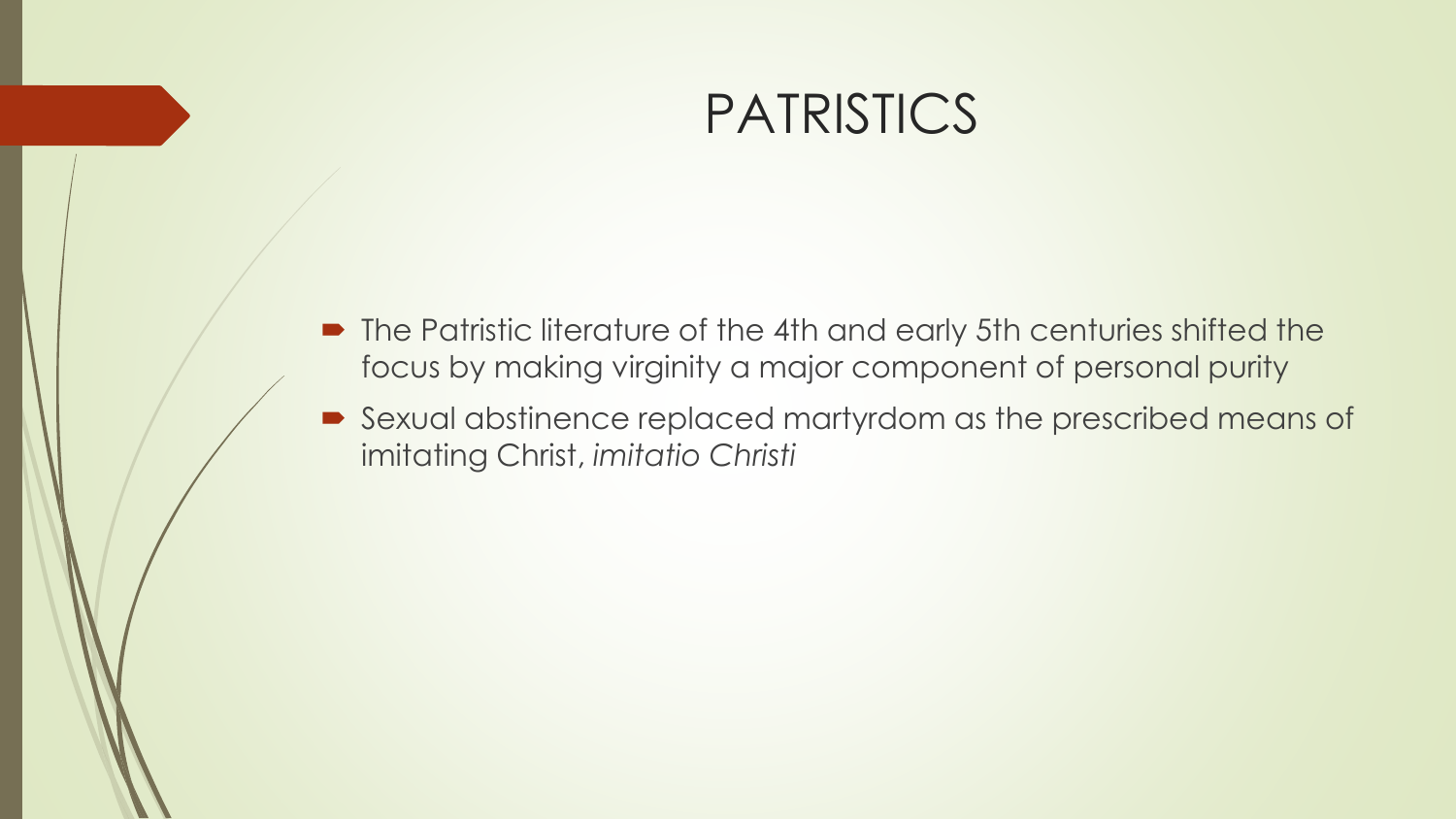# PATRISTICS

- The Patristic literature of the 4th and early 5th centuries shifted the focus by making virginity a major component of personal purity
- Sexual abstinence replaced martyrdom as the prescribed means of imitating Christ, *imitatio Christi*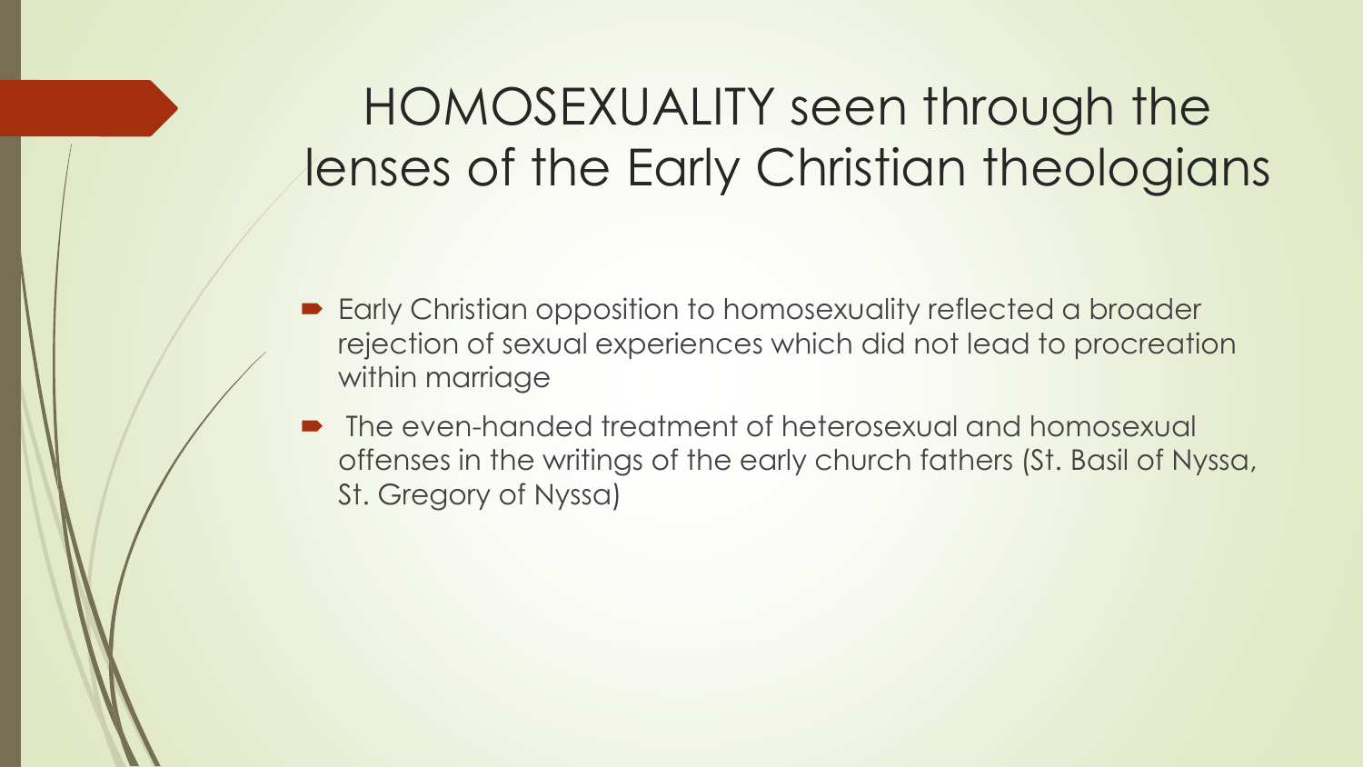# HOMOSEXUALITY seen through the lenses of the Early Christian theologians

- Early Christian opposition to homosexuality reflected a broader rejection of sexual experiences which did not lead to procreation within marriage
- The even-handed treatment of heterosexual and homosexual offenses in the writings of the early church fathers (St. Basil of Nyssa, St. Gregory of Nyssa)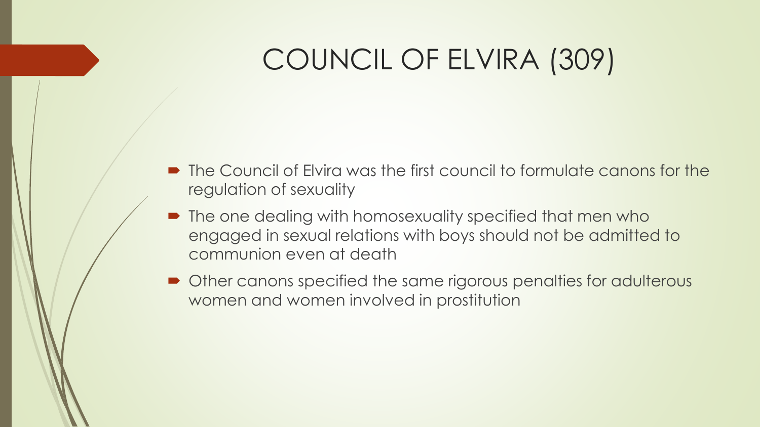# COUNCIL OF ELVIRA (309)

- The Council of Elvira was the first council to formulate canons for the regulation of sexuality
- The one dealing with homosexuality specified that men who engaged in sexual relations with boys should not be admitted to communion even at death
- Other canons specified the same rigorous penalties for adulterous women and women involved in prostitution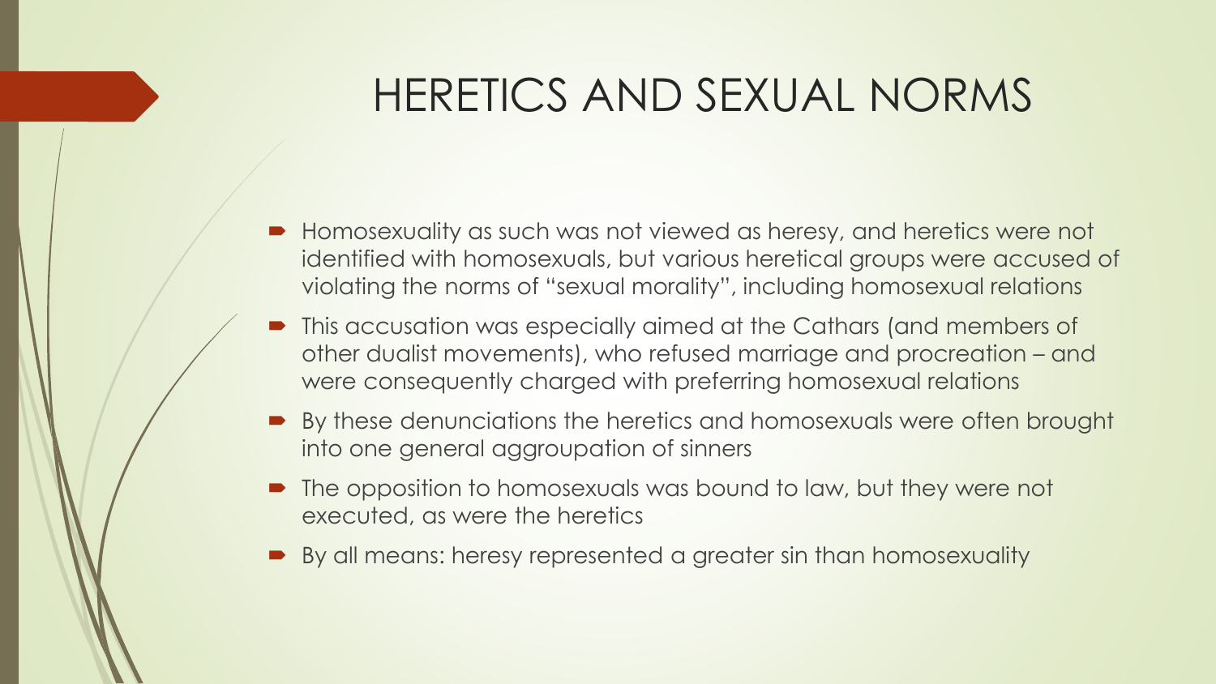# HERETICS AND SEXUAL NORMS

- Homosexuality as such was not viewed as heresy, and heretics were not identified with homosexuals, but various heretical groups were accused of violating the norms of "sexual morality", including homosexual relations
- This accusation was especially aimed at the Cathars (and members of other dualist movements), who refused marriage and procreation – and were consequently charged with preferring homosexual relations
- By these denunciations the heretics and homosexuals were often brought into one general aggroupation of sinners
- The opposition to homosexuals was bound to law, but they were not executed, as were the heretics
- By all means: heresy represented a greater sin than homosexuality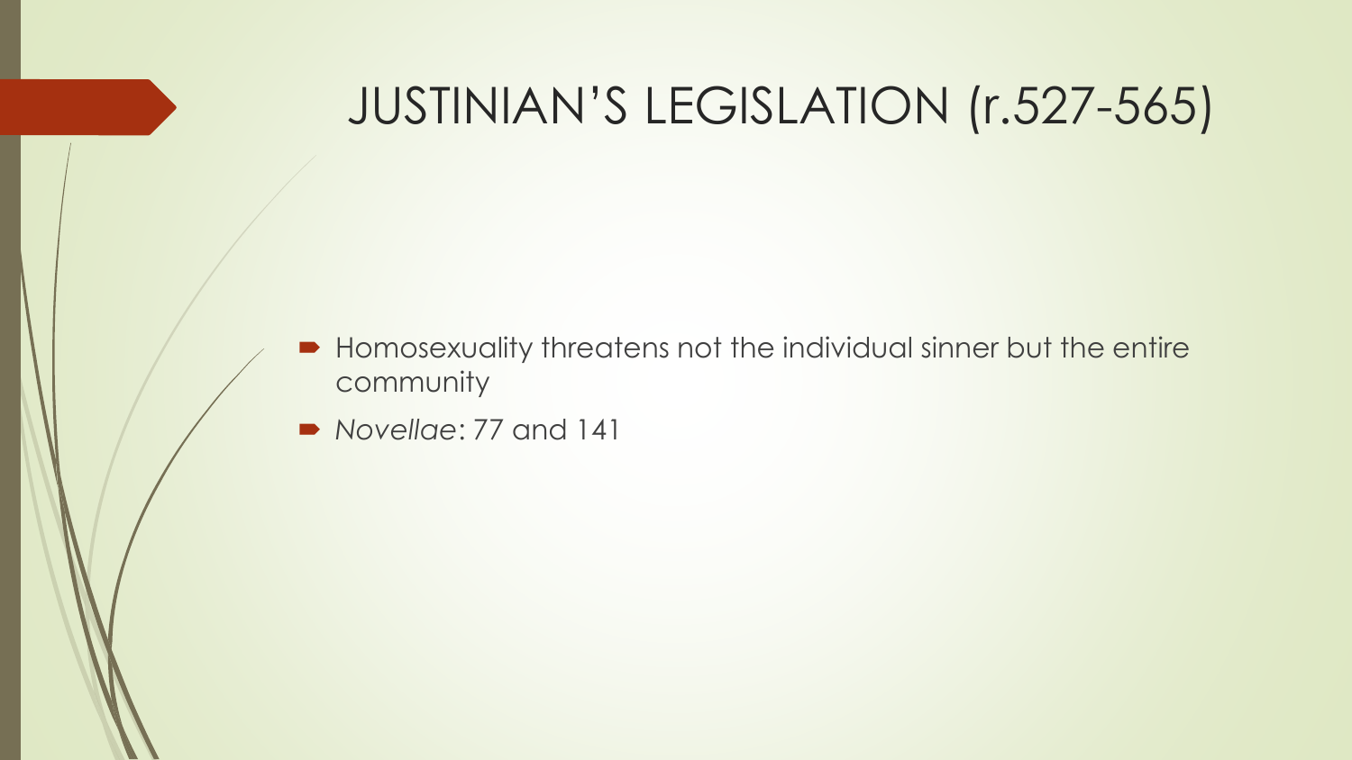# JUSTINIAN'S LEGISLATION (r.527-565)

- Homosexuality threatens not the individual sinner but the entire community
- *Novellae*: 77 and 141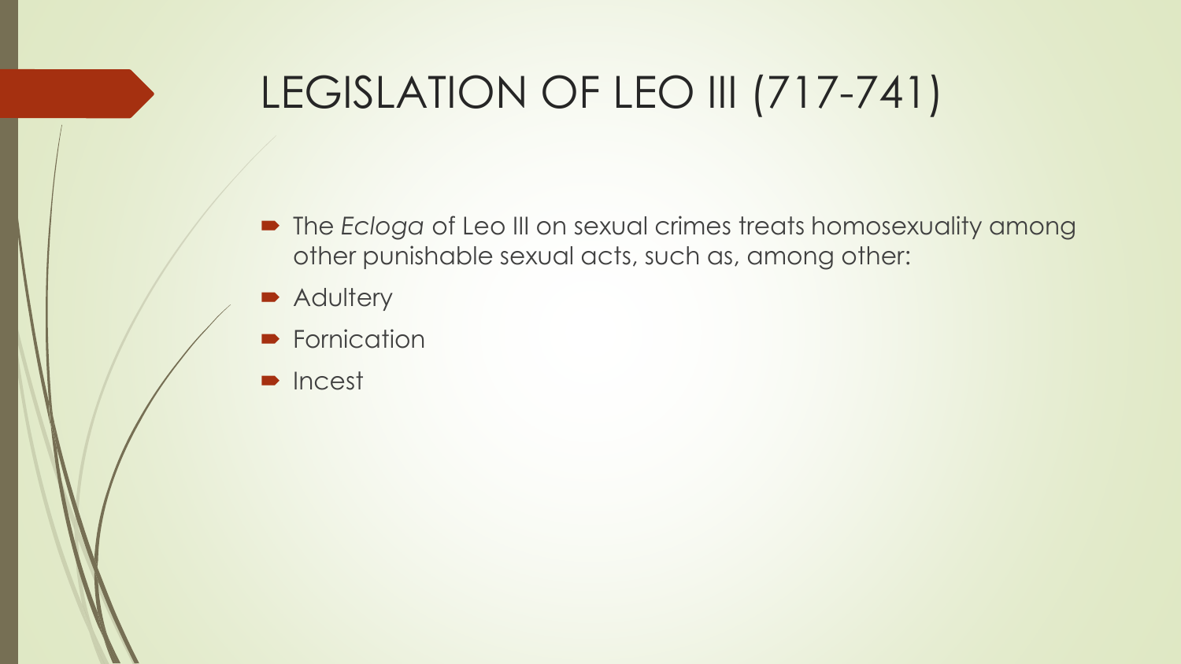# LEGISLATION OF LEO III (717-741)

- The *Ecloga* of Leo III on sexual crimes treats homosexuality among other punishable sexual acts, such as, among other:
- Adultery
- Fornication
- Incest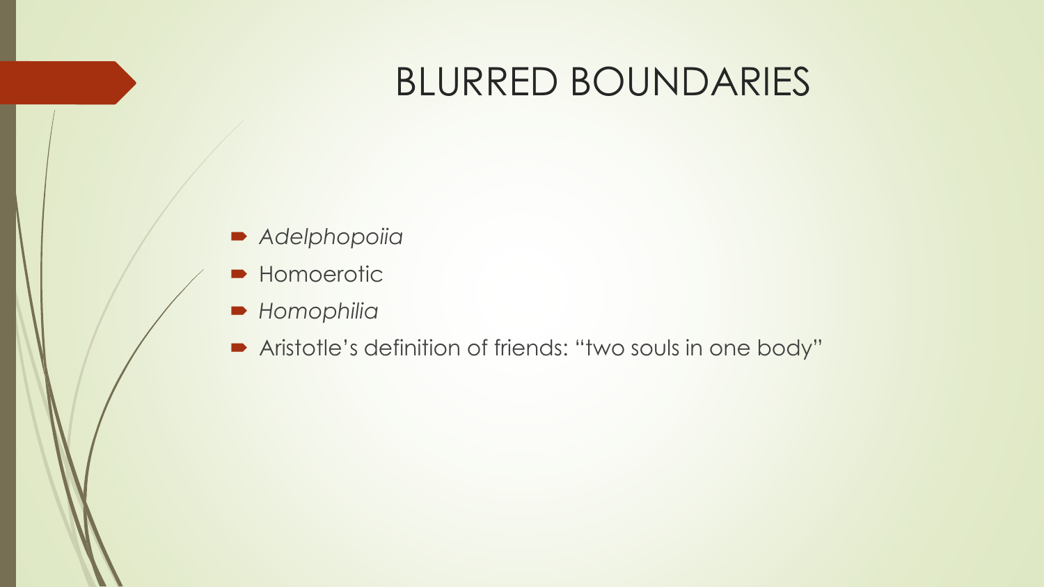# BLURRED BOUNDARIES

- *Adelphopoiia*
- Homoerotic
- *Homophilia*
- Aristotle's definition of friends: "two souls in one body"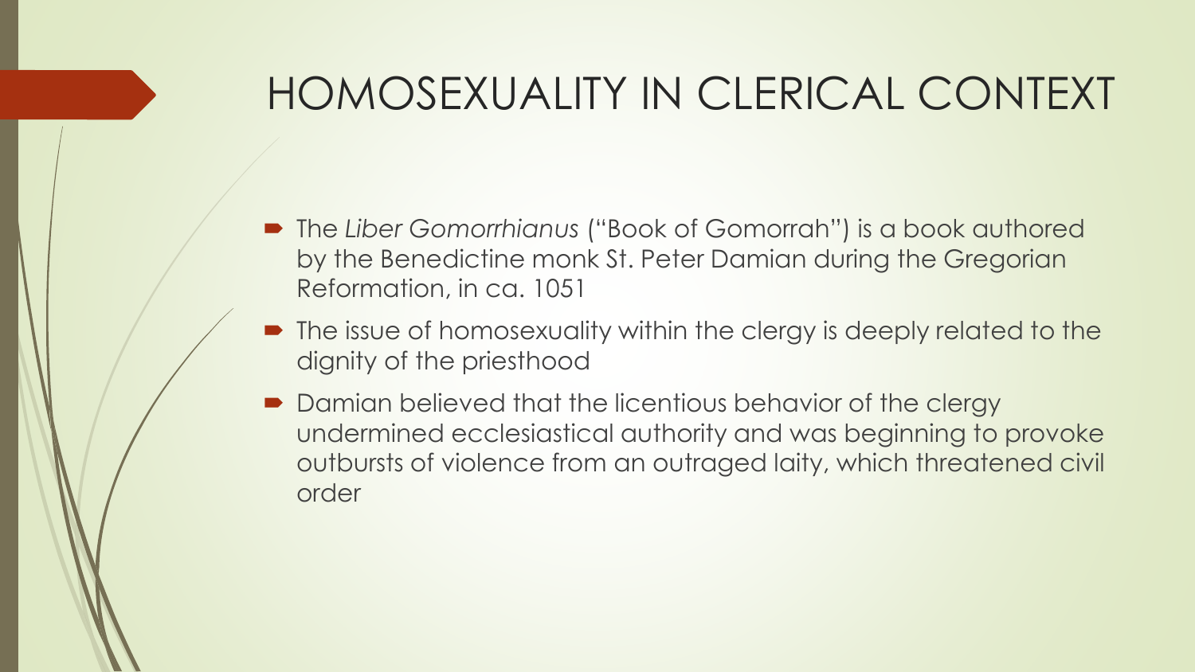# HOMOSEXUALITY IN CLERICAL CONTEXT

- The *Liber Gomorrhianus* ("Book of Gomorrah") is a book authored by the Benedictine monk St. Peter Damian during the Gregorian Reformation, in ca. 1051
- The issue of homosexuality within the clergy is deeply related to the dignity of the priesthood
- Damian believed that the licentious behavior of the clergy undermined ecclesiastical authority and was beginning to provoke outbursts of violence from an outraged laity, which threatened civil order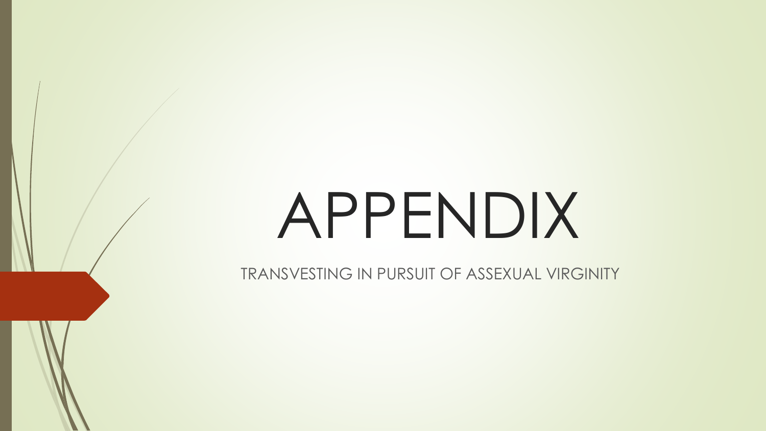# APPENDIX

TRANSVESTING IN PURSUIT OF ASSEXUAL VIRGINITY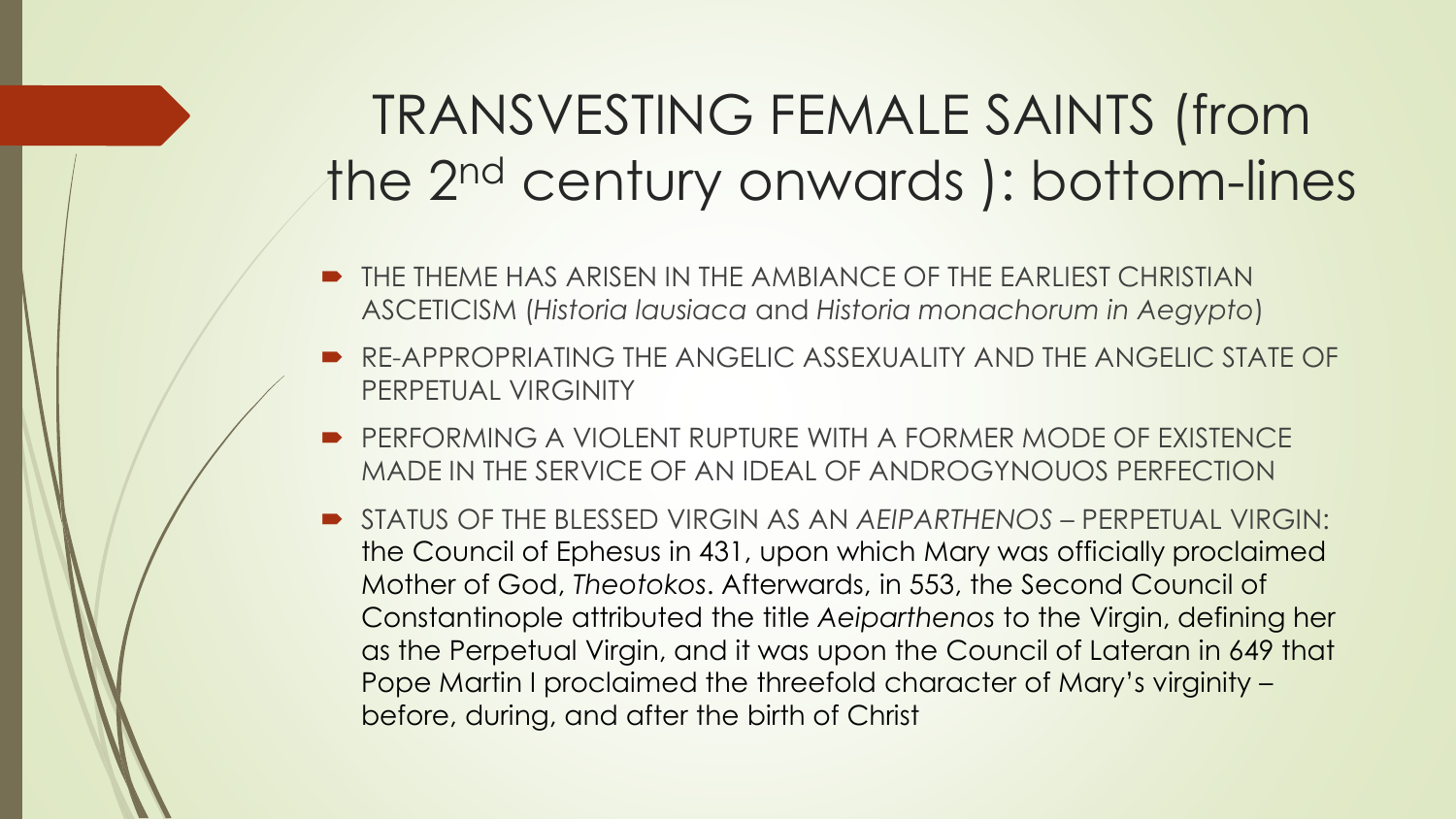# TRANSVESTING FEMALE SAINTS (from the 2nd century onwards ): bottom-lines

- THE THEME HAS ARISEN IN THE AMBIANCE OF THE EARLIEST CHRISTIAN ASCETICISM (*Historia lausiaca* and *Historia monachorum in Aegypto*)
- RE-APPROPRIATING THE ANGELIC ASSEXUALITY AND THE ANGELIC STATE OF PERPETUAL VIRGINITY
- PERFORMING A VIOLENT RUPTURE WITH A FORMER MODE OF EXISTENCE MADE IN THE SERVICE OF AN IDEAL OF ANDROGYNOUOS PERFECTION
- STATUS OF THE BLESSED VIRGIN AS AN *AEIPARTHENOS* – PERPETUAL VIRGIN: the Council of Ephesus in 431, upon which Mary was officially proclaimed Mother of God, *Theotokos*. Afterwards, in 553, the Second Council of Constantinople attributed the title *Aeiparthenos* to the Virgin, defining her as the Perpetual Virgin, and it was upon the Council of Lateran in 649 that Pope Martin I proclaimed the threefold character of Mary's virginity – before, during, and after the birth of Christ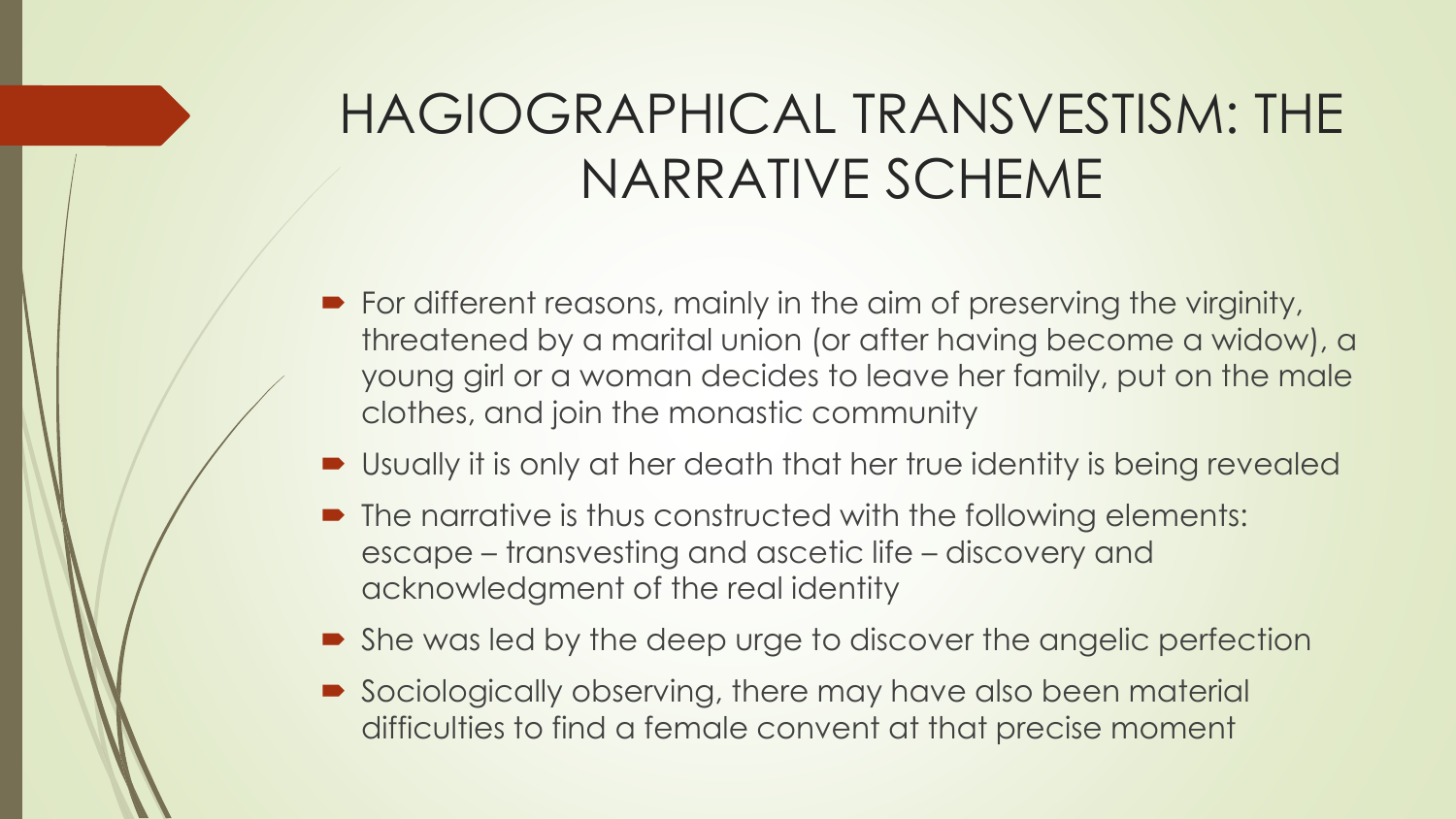# HAGIOGRAPHICAL TRANSVESTISM: THE NARRATIVE SCHEME

- For different reasons, mainly in the aim of preserving the virginity, threatened by a marital union (or after having become a widow), a young girl or a woman decides to leave her family, put on the male clothes, and join the monastic community
- Usually it is only at her death that her true identity is being revealed
- The narrative is thus constructed with the following elements: escape – transvesting and ascetic life – discovery and acknowledgment of the real identity
- She was led by the deep urge to discover the angelic perfection
- Sociologically observing, there may have also been material difficulties to find a female convent at that precise moment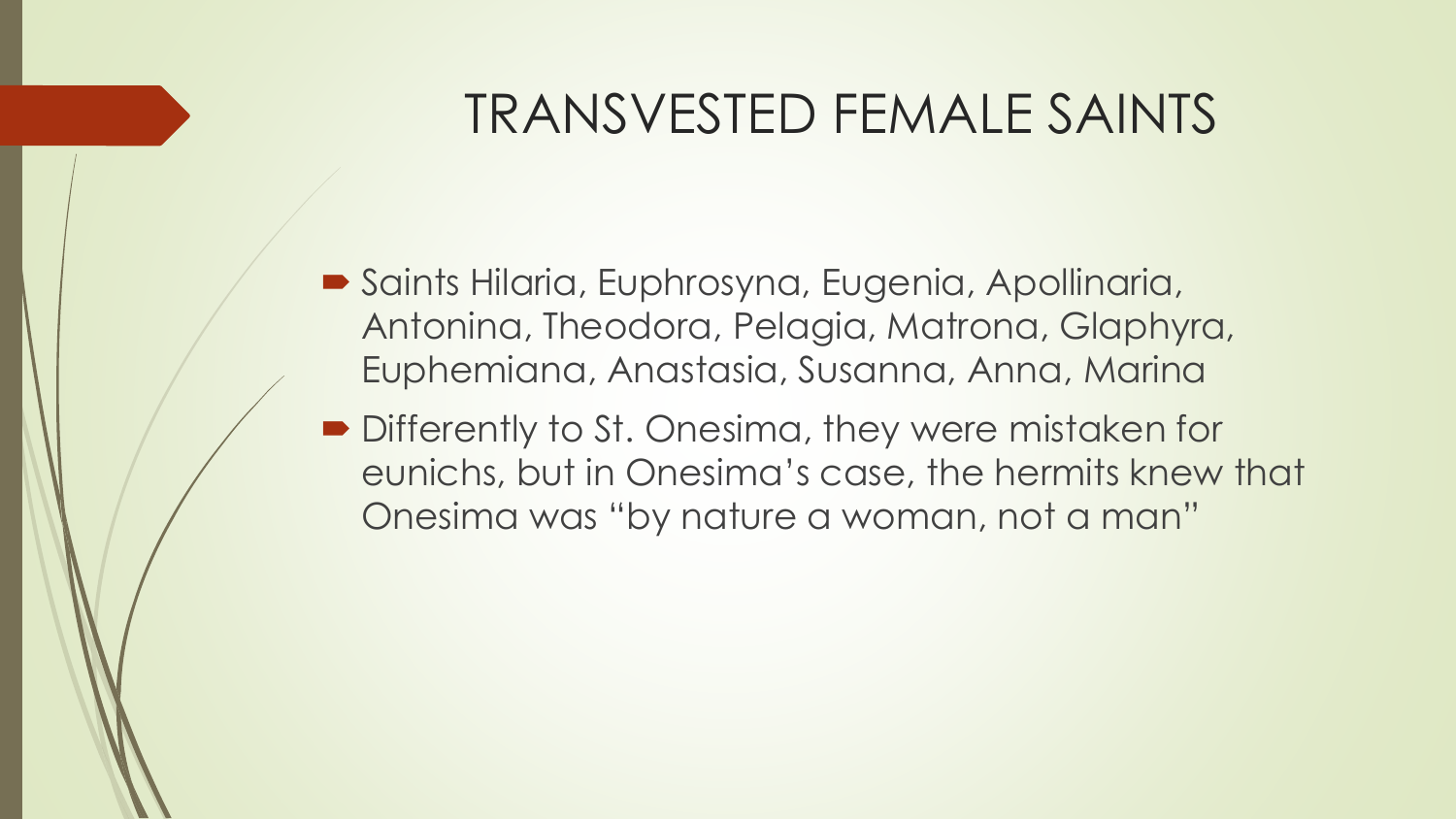# TRANSVESTED FEMALE SAINTS

- Saints Hilaria, Euphrosyna, Eugenia, Apollinaria, Antonina, Theodora, Pelagia, Matrona, Glaphyra, Euphemiana, Anastasia, Susanna, Anna, Marina
- Differently to St. Onesima, they were mistaken for eunichs, but in Onesima's case, the hermits knew that Onesima was "by nature a woman, not a man"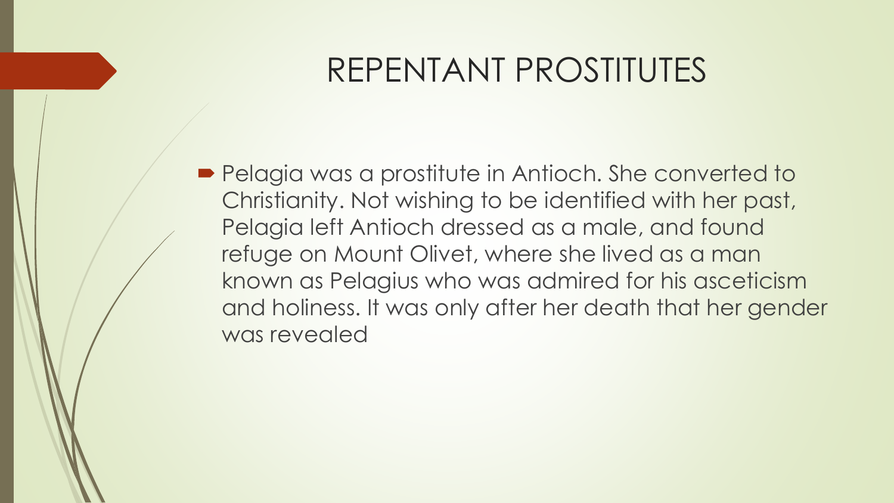# REPENTANT PROSTITUTES

- Pelagia was a prostitute in Antioch. She converted to Christianity. Not wishing to be identified with her past, Pelagia left Antioch dressed as a male, and found refuge on Mount Olivet, where she lived as a man known as Pelagius who was admired for his asceticism and holiness. It was only after her death that her gender was revealed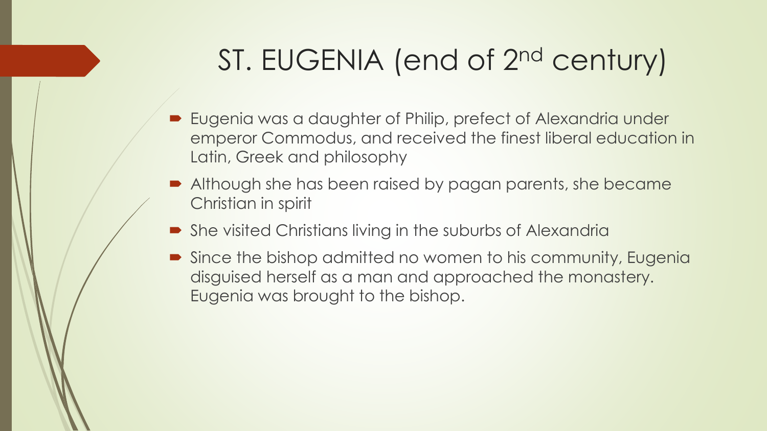# ST. EUGENIA (end of 2nd century)

- Eugenia was a daughter of Philip, prefect of Alexandria under emperor Commodus, and received the finest liberal education in Latin, Greek and philosophy
- Although she has been raised by pagan parents, she became Christian in spirit
- She visited Christians living in the suburbs of Alexandria
- Since the bishop admitted no women to his community, Eugenia disguised herself as a man and approached the monastery. Eugenia was brought to the bishop.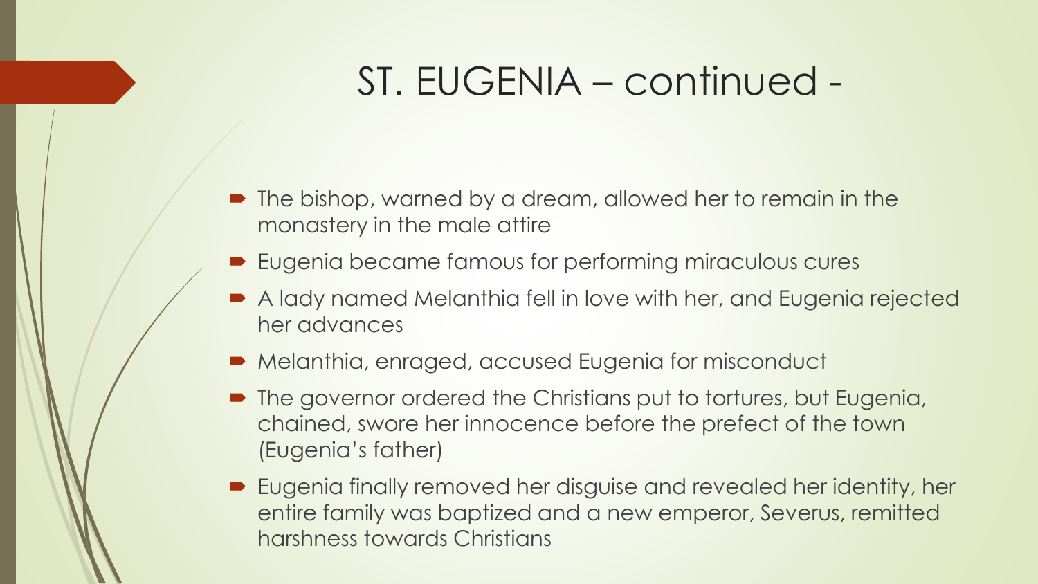# ST. EUGENIA – continued -

- The bishop, warned by a dream, allowed her to remain in the monastery in the male attire
- Eugenia became famous for performing miraculous cures
- A lady named Melanthia fell in love with her, and Eugenia rejected her advances
- Melanthia, enraged, accused Eugenia for misconduct
- The governor ordered the Christians put to tortures, but Eugenia, chained, swore her innocence before the prefect of the town (Eugenia's father)
- Eugenia finally removed her disguise and revealed her identity, her entire family was baptized and a new emperor, Severus, remitted harshness towards Christians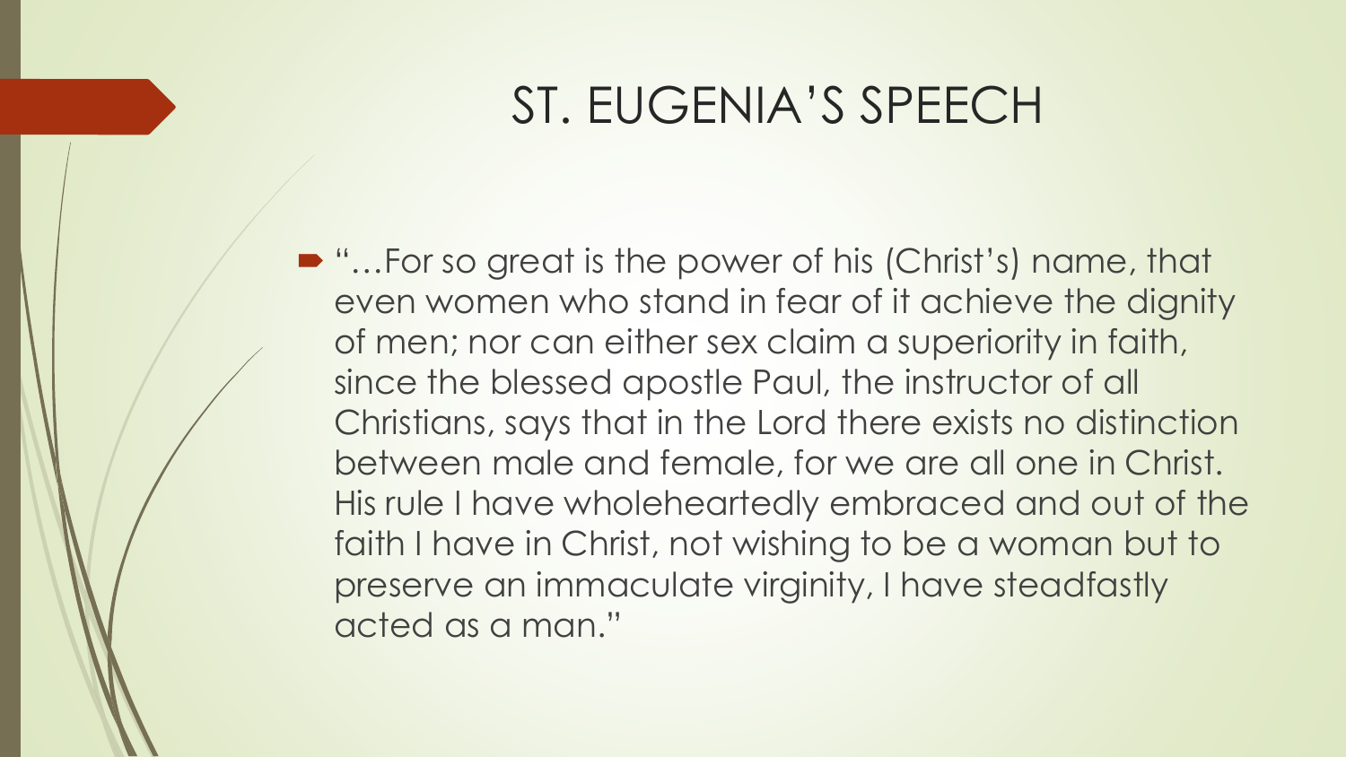# ST. EUGENIA'S SPEECH

- "…For so great is the power of his (Christ's) name, that even women who stand in fear of it achieve the dignity of men; nor can either sex claim a superiority in faith, since the blessed apostle Paul, the instructor of all Christians, says that in the Lord there exists no distinction between male and female, for we are all one in Christ. His rule I have wholeheartedly embraced and out of the faith I have in Christ, not wishing to be a woman but to preserve an immaculate virginity, I have steadfastly acted as a man."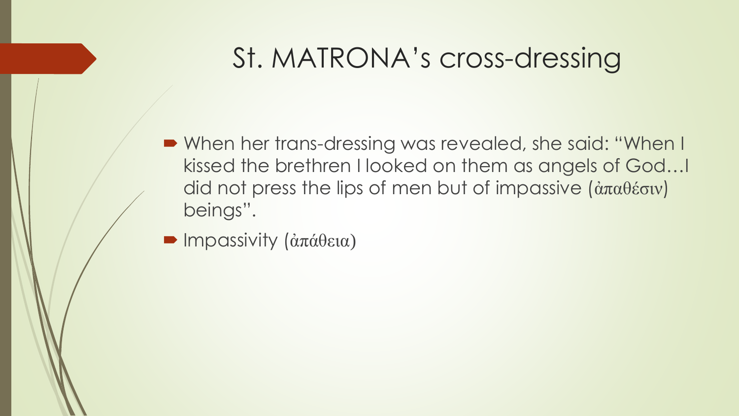# St. MATRONA's cross-dressing

- When her trans-dressing was revealed, she said: "When I kissed the brethren I looked on them as angels of God…I did not press the lips of men but of impassive (ἀπαθέσιν) beings".
- Impassivity (ἀπάθεια)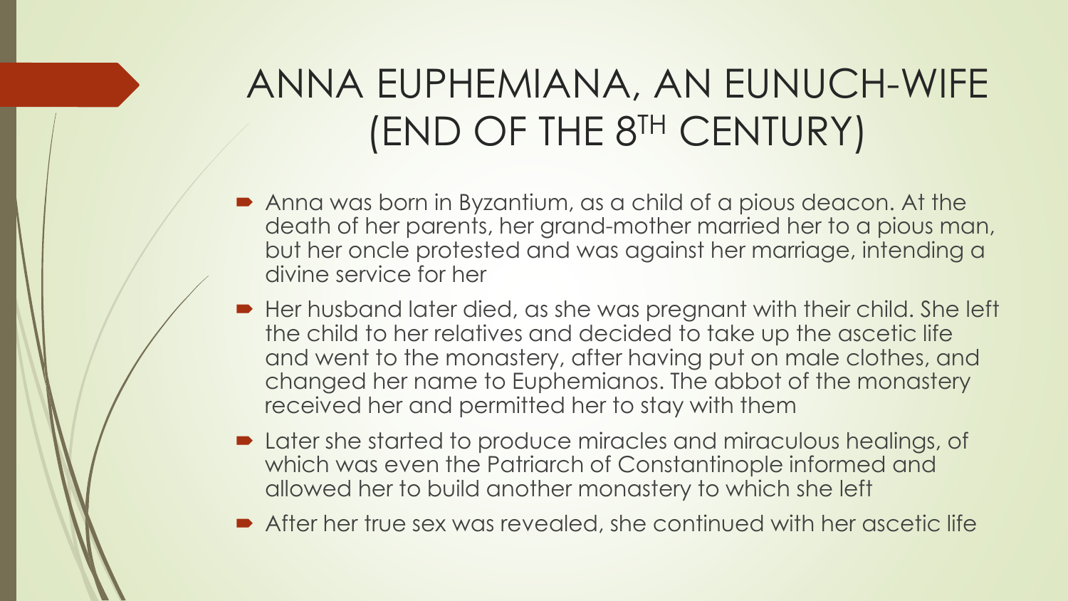# ANNA EUPHEMIANA, AN EUNUCH-WIFE (END OF THE 8TH CENTURY)

- Anna was born in Byzantium, as a child of a pious deacon. At the death of her parents, her grand-mother married her to a pious man, but her oncle protested and was against her marriage, intending a divine service for her
- Her husband later died, as she was pregnant with their child. She left the child to her relatives and decided to take up the ascetic life and went to the monastery, after having put on male clothes, and changed her name to Euphemianos. The abbot of the monastery received her and permitted her to stay with them
- Later she started to produce miracles and miraculous healings, of which was even the Patriarch of Constantinople informed and allowed her to build another monastery to which she left
- After her true sex was revealed, she continued with her ascetic life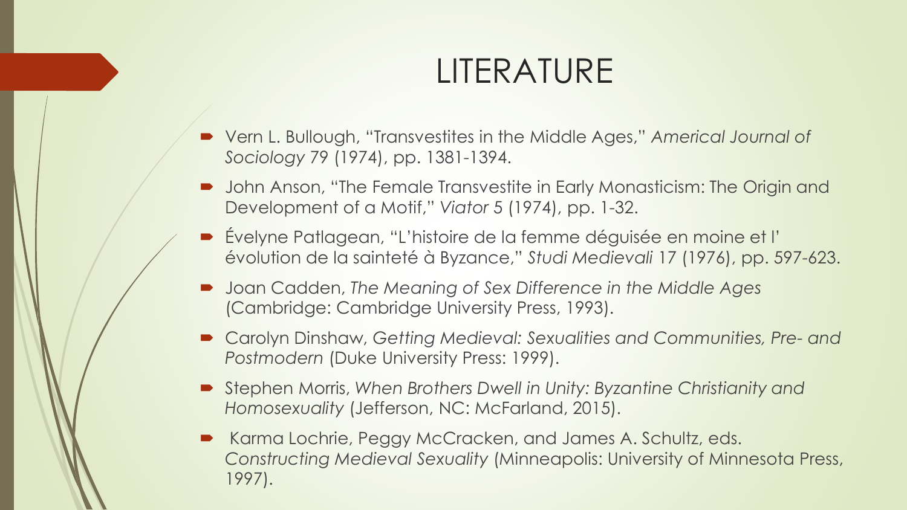# LITERATURE

- Vern L. Bullough, "Transvestites in the Middle Ages," *Americal Journal of Sociology* 79 (1974), pp. 1381-1394.
- John Anson, "The Female Transvestite in Early Monasticism: The Origin and Development of a Motif," *Viator* 5 (1974), pp. 1-32.
- Évelyne Patlagean, "L'histoire de la femme déguisée en moine et l' évolution de la sainteté à Byzance," *Studi Medievali* 17 (1976), pp. 597-623.
- Joan Cadden, *The Meaning of Sex Difference in the Middle Ages* (Cambridge: Cambridge University Press, 1993).
- Carolyn Dinshaw, *Getting Medieval: Sexualities and Communities, Pre- and Postmodern* (Duke University Press: 1999).
- Stephen Morris, *When Brothers Dwell in Unity: Byzantine Christianity and Homosexuality* (Jefferson, NC: McFarland, 2015).
- Karma Lochrie, Peggy McCracken, and James A. Schultz, eds. *Constructing Medieval Sexuality* (Minneapolis: University of Minnesota Press, 1997).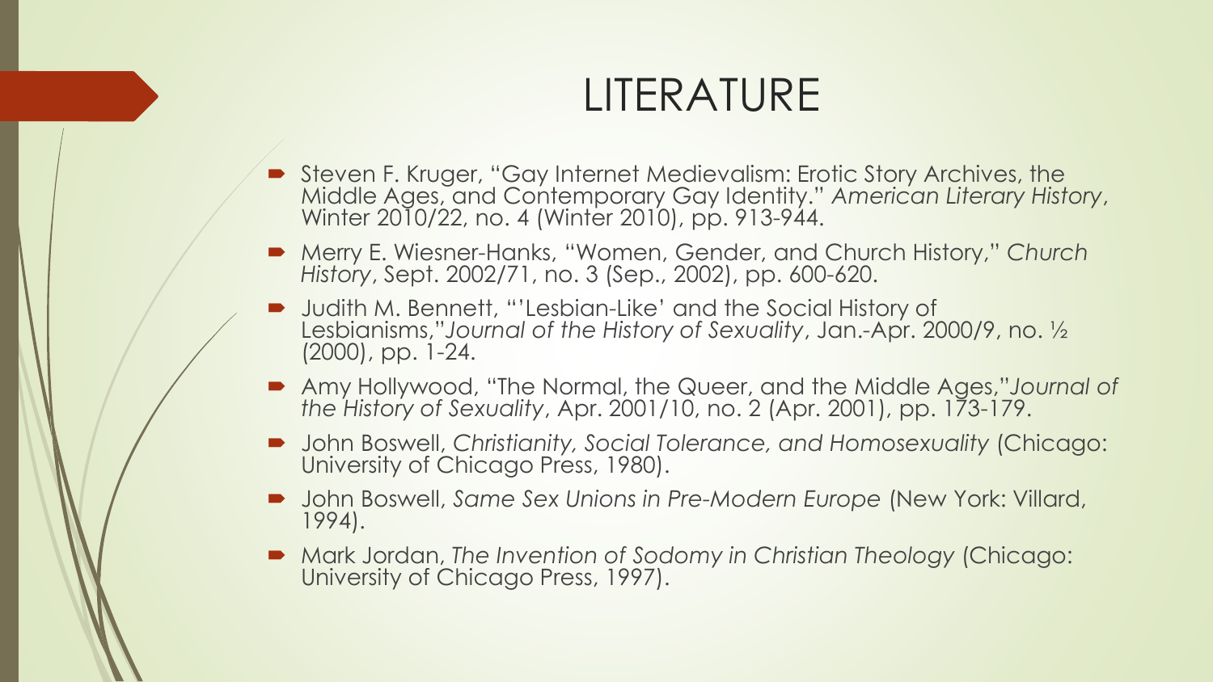# LITERATURE

- Steven F. Kruger, "Gay Internet Medievalism: Erotic Story Archives, the Middle Ages, and Contemporary Gay Identity." *American Literary History*, Winter 2010/22, no. 4 (Winter 2010), pp. 913-944.
- Merry E. Wiesner-Hanks, "Women, Gender, and Church History," *Church History*, Sept. 2002/71, no. 3 (Sep., 2002), pp. 600-620.
- Judith M. Bennett, "'Lesbian-Like' and the Social History of Lesbianisms,"*Journal of the History of Sexuality*, Jan.-Apr. 2000/9, no. ½ (2000), pp. 1-24.
- Amy Hollywood, "The Normal, the Queer, and the Middle Ages,"*Journal of the History of Sexuality*, Apr. 2001/10, no. 2 (Apr. 2001), pp. 173-179.
- John Boswell, *Christianity, Social Tolerance, and Homosexuality* (Chicago: University of Chicago Press, 1980).
- John Boswell, *Same Sex Unions in Pre-Modern Europe* (New York: Villard, 1994).
- Mark Jordan, *The Invention of Sodomy in Christian Theology* (Chicago: University of Chicago Press, 1997).